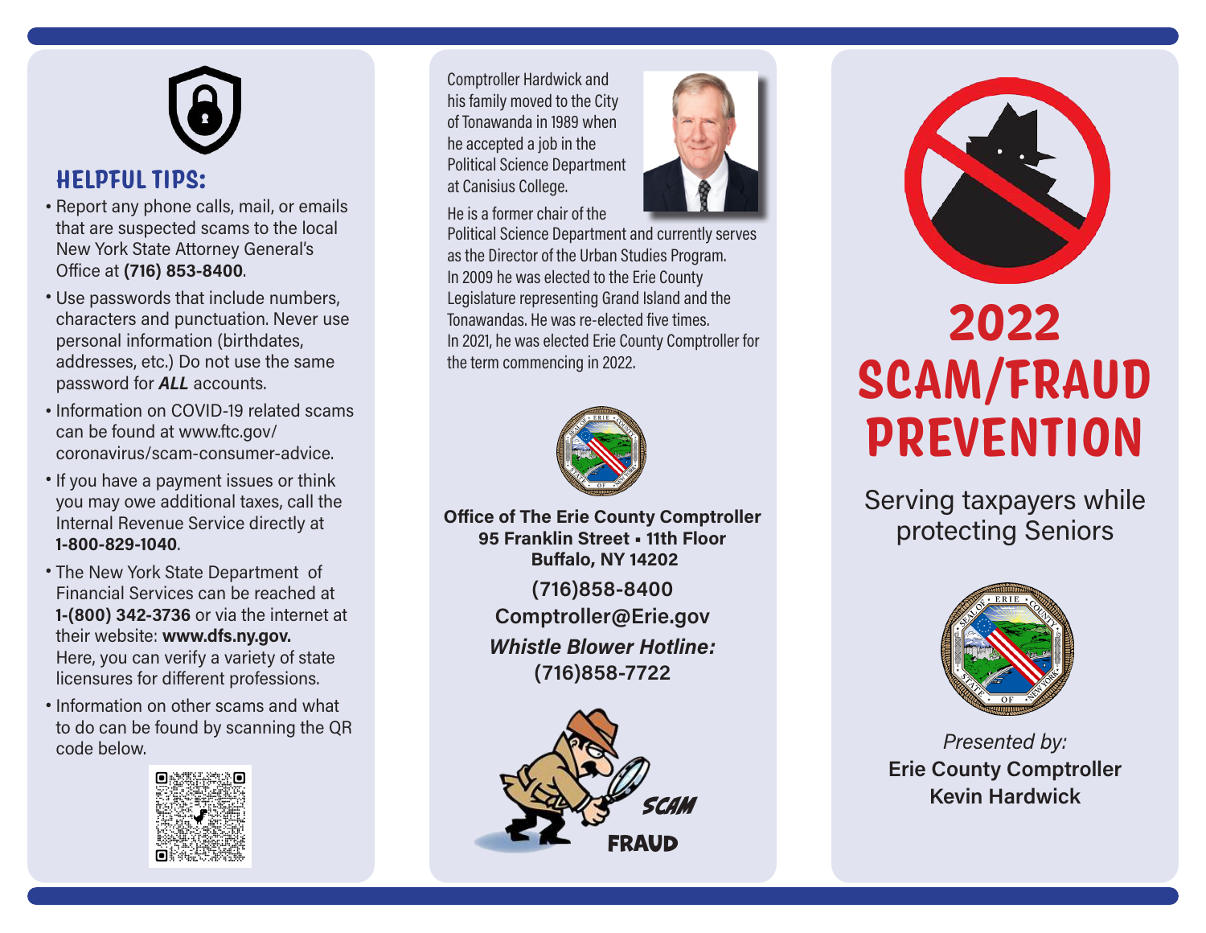## HELPFUL TIPS:

- Report any phone calls, mail, or emails that are suspected scams to the local New York State Attorney General's Office at **(716) 853-8400**.
- Use passwords that include numbers, characters and punctuation. Never use personal information (birthdates, addresses, etc.) Do not use the same password for ***ALL*** accounts.
- Information on COVID-19 related scams can be found at www.ftc.gov/coronavirus/scam-consumer-advice.
- If you have a payment issues or think you may owe additional taxes, call the Internal Revenue Service directly at **1-800-829-1040**.
- The New York State Department of Financial Services can be reached at **1-(800) 342-3736** or via the internet at their website: **www.dfs.ny.gov.** Here, you can verify a variety of state licensures for different professions.
- Information on other scams and what to do can be found by scanning the QR code below.

Comptroller Hardwick and his family moved to the City of Tonawanda in 1989 when he accepted a job in the Political Science Department at Canisius College.

He is a former chair of the Political Science Department and currently serves as the Director of the Urban Studies Program.

In 2009 he was elected to the Erie County Legislature representing Grand Island and the Tonawandas. He was re-elected five times.

In 2021, he was elected Erie County Comptroller for the term commencing in 2022.

**Office of The Erie County Comptroller**
**95 Franklin Street • 11th Floor**
**Buffalo, NY 14202**

**(716)858-8400**

**Comptroller@Erie.gov**

***Whistle Blower Hotline:***
**(716)858-7722**

SCAM
FRAUD

# 2022 SCAM/FRAUD PREVENTION

Serving taxpayers while protecting Seniors

*Presented by:*
**Erie County Comptroller**
**Kevin Hardwick**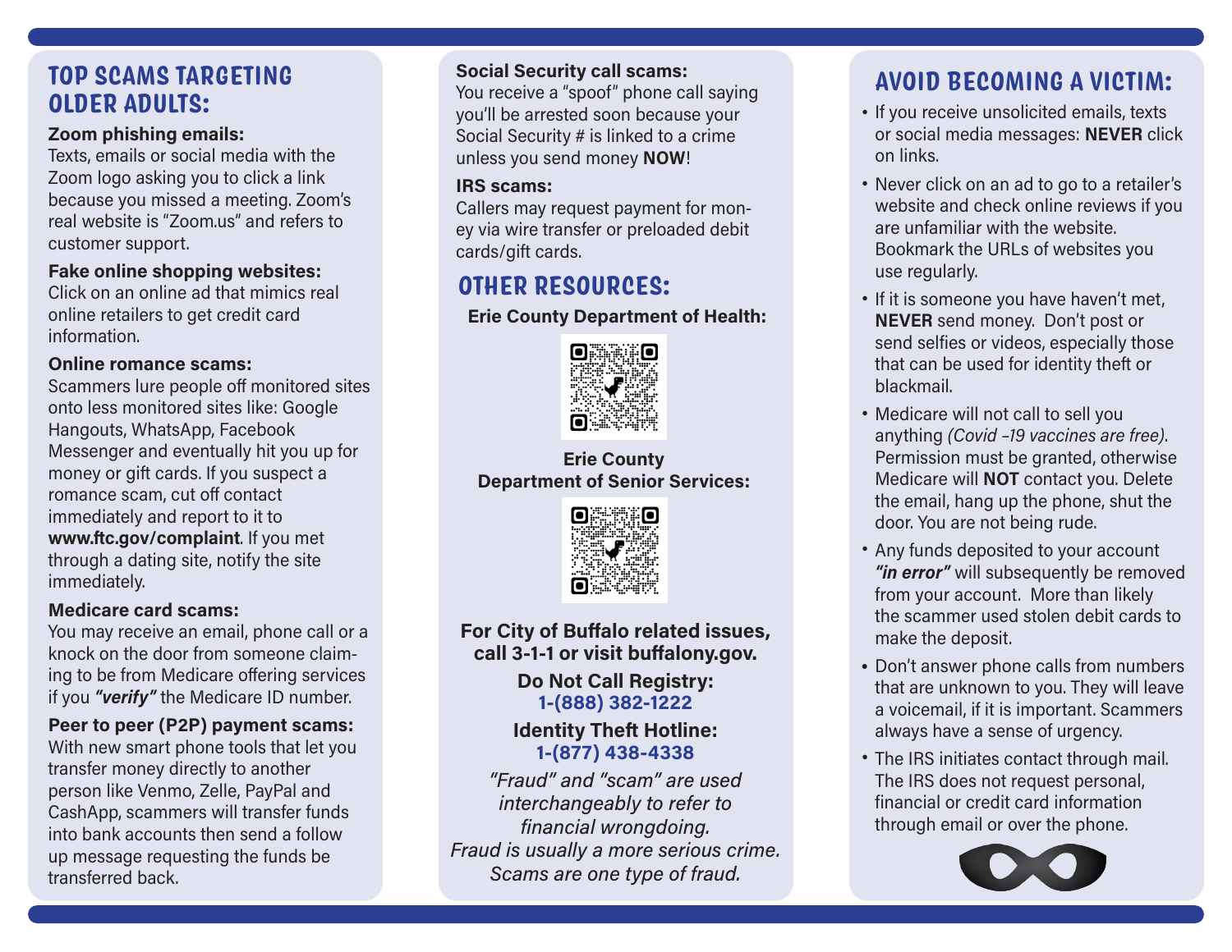## TOP SCAMS TARGETING OLDER ADULTS:

**Zoom phishing emails:**
Texts, emails or social media with the Zoom logo asking you to click a link because you missed a meeting. Zoom's real website is "Zoom.us" and refers to customer support.

**Fake online shopping websites:**
Click on an online ad that mimics real online retailers to get credit card information.

**Online romance scams:**
Scammers lure people off monitored sites onto less monitored sites like: Google Hangouts, WhatsApp, Facebook Messenger and eventually hit you up for money or gift cards. If you suspect a romance scam, cut off contact immediately and report to it to **www.ftc.gov/complaint**. If you met through a dating site, notify the site immediately.

**Medicare card scams:**
You may receive an email, phone call or a knock on the door from someone claiming to be from Medicare offering services if you ***"verify"*** the Medicare ID number.

**Peer to peer (P2P) payment scams:**
With new smart phone tools that let you transfer money directly to another person like Venmo, Zelle, PayPal and CashApp, scammers will transfer funds into bank accounts then send a follow up message requesting the funds be transferred back.

**Social Security call scams:**
You receive a "spoof" phone call saying you'll be arrested soon because your Social Security # is linked to a crime unless you send money **NOW**!

**IRS scams:**
Callers may request payment for money via wire transfer or preloaded debit cards/gift cards.

## OTHER RESOURCES:

**Erie County Department of Health:**

**Erie County Department of Senior Services:**

**For City of Buffalo related issues, call 3-1-1 or visit buffalony.gov.**

**Do Not Call Registry:**
**1-(888) 382-1222**

**Identity Theft Hotline:**
**1-(877) 438-4338**

*"Fraud" and "scam" are used interchangeably to refer to financial wrongdoing. Fraud is usually a more serious crime. Scams are one type of fraud.*

## AVOID BECOMING A VICTIM:

- If you receive unsolicited emails, texts or social media messages: **NEVER** click on links.
- Never click on an ad to go to a retailer's website and check online reviews if you are unfamiliar with the website. Bookmark the URLs of websites you use regularly.
- If it is someone you have haven't met, **NEVER** send money. Don't post or send selfies or videos, especially those that can be used for identity theft or blackmail.
- Medicare will not call to sell you anything *(Covid –19 vaccines are free)*. Permission must be granted, otherwise Medicare will **NOT** contact you. Delete the email, hang up the phone, shut the door. You are not being rude.
- Any funds deposited to your account ***"in error"*** will subsequently be removed from your account. More than likely the scammer used stolen debit cards to make the deposit.
- Don't answer phone calls from numbers that are unknown to you. They will leave a voicemail, if it is important. Scammers always have a sense of urgency.
- The IRS initiates contact through mail. The IRS does not request personal, financial or credit card information through email or over the phone.